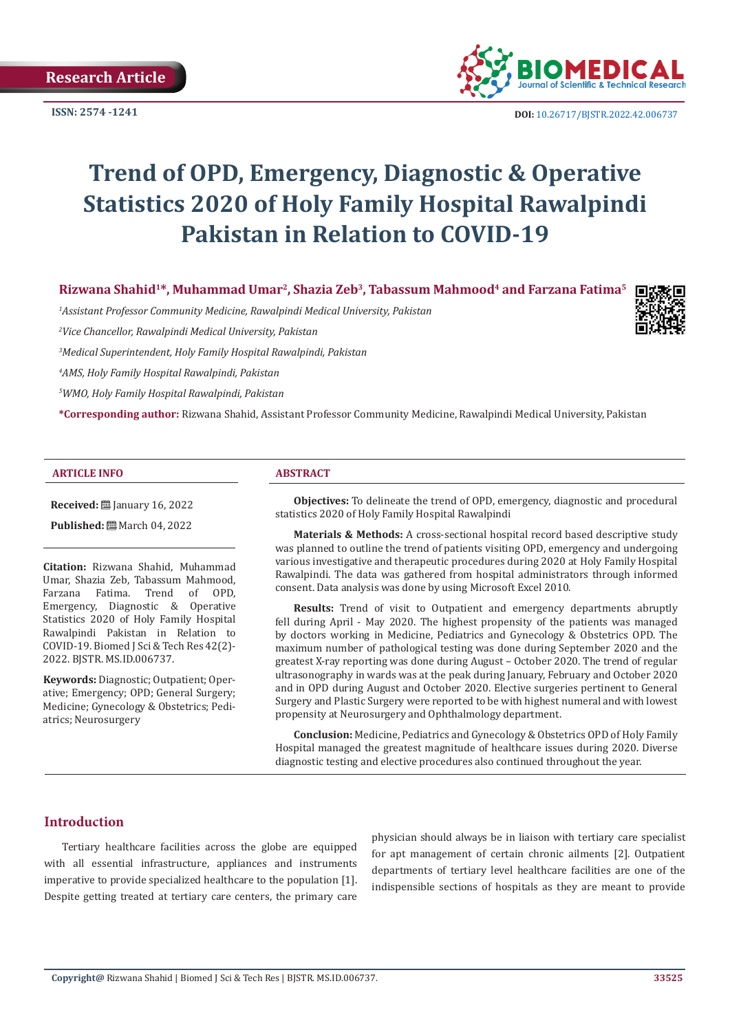Research Article

ISSN: 2574 -1241

DOI: 10.26717/BJSTR.2022.42.006737

# Trend of OPD, Emergency, Diagnostic & Operative Statistics 2020 of Holy Family Hospital Rawalpindi Pakistan in Relation to COVID-19

**Rizwana Shahid[1]*, Muhammad Umar[2], Shazia Zeb[3], Tabassum Mahmood[4] and Farzana Fatima[5]**

[1]*Assistant Professor Community Medicine, Rawalpindi Medical University, Pakistan*

[2]*Vice Chancellor, Rawalpindi Medical University, Pakistan*

[3]*Medical Superintendent, Holy Family Hospital Rawalpindi, Pakistan*

[4]*AMS, Holy Family Hospital Rawalpindi, Pakistan*

[5]*WMO, Holy Family Hospital Rawalpindi, Pakistan*

**\*Corresponding author:** Rizwana Shahid, Assistant Professor Community Medicine, Rawalpindi Medical University, Pakistan

## ARTICLE INFO

**Received:** January 16, 2022

**Published:** March 04, 2022

**Citation:** Rizwana Shahid, Muhammad Umar, Shazia Zeb, Tabassum Mahmood, Farzana Fatima. Trend of OPD, Emergency, Diagnostic & Operative Statistics 2020 of Holy Family Hospital Rawalpindi Pakistan in Relation to COVID-19. Biomed J Sci & Tech Res 42(2)-2022. BJSTR. MS.ID.006737.

**Keywords:** Diagnostic; Outpatient; Operative; Emergency; OPD; General Surgery; Medicine; Gynecology & Obstetrics; Pediatrics; Neurosurgery

## ABSTRACT

**Objectives:** To delineate the trend of OPD, emergency, diagnostic and procedural statistics 2020 of Holy Family Hospital Rawalpindi

**Materials & Methods:** A cross-sectional hospital record based descriptive study was planned to outline the trend of patients visiting OPD, emergency and undergoing various investigative and therapeutic procedures during 2020 at Holy Family Hospital Rawalpindi. The data was gathered from hospital administrators through informed consent. Data analysis was done by using Microsoft Excel 2010.

**Results:** Trend of visit to Outpatient and emergency departments abruptly fell during April - May 2020. The highest propensity of the patients was managed by doctors working in Medicine, Pediatrics and Gynecology & Obstetrics OPD. The maximum number of pathological testing was done during September 2020 and the greatest X-ray reporting was done during August – October 2020. The trend of regular ultrasonography in wards was at the peak during January, February and October 2020 and in OPD during August and October 2020. Elective surgeries pertinent to General Surgery and Plastic Surgery were reported to be with highest numeral and with lowest propensity at Neurosurgery and Ophthalmology department.

**Conclusion:** Medicine, Pediatrics and Gynecology & Obstetrics OPD of Holy Family Hospital managed the greatest magnitude of healthcare issues during 2020. Diverse diagnostic testing and elective procedures also continued throughout the year.

## Introduction

Tertiary healthcare facilities across the globe are equipped with all essential infrastructure, appliances and instruments imperative to provide specialized healthcare to the population [1]. Despite getting treated at tertiary care centers, the primary care physician should always be in liaison with tertiary care specialist for apt management of certain chronic ailments [2]. Outpatient departments of tertiary level healthcare facilities are one of the indispensible sections of hospitals as they are meant to provide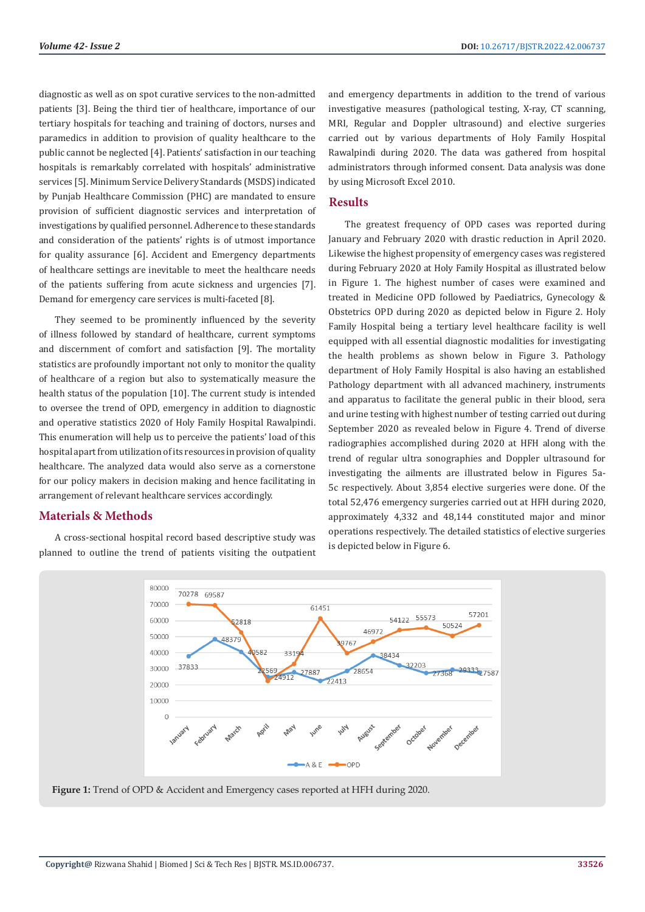diagnostic as well as on spot curative services to the non-admitted patients [3]. Being the third tier of healthcare, importance of our tertiary hospitals for teaching and training of doctors, nurses and paramedics in addition to provision of quality healthcare to the public cannot be neglected [4]. Patients' satisfaction in our teaching hospitals is remarkably correlated with hospitals' administrative services [5]. Minimum Service Delivery Standards (MSDS) indicated by Punjab Healthcare Commission (PHC) are mandated to ensure provision of sufficient diagnostic services and interpretation of investigations by qualified personnel. Adherence to these standards and consideration of the patients' rights is of utmost importance for quality assurance [6]. Accident and Emergency departments of healthcare settings are inevitable to meet the healthcare needs of the patients suffering from acute sickness and urgencies [7]. Demand for emergency care services is multi-faceted [8].

They seemed to be prominently influenced by the severity of illness followed by standard of healthcare, current symptoms and discernment of comfort and satisfaction [9]. The mortality statistics are profoundly important not only to monitor the quality of healthcare of a region but also to systematically measure the health status of the population [10]. The current study is intended to oversee the trend of OPD, emergency in addition to diagnostic and operative statistics 2020 of Holy Family Hospital Rawalpindi. This enumeration will help us to perceive the patients' load of this hospital apart from utilization of its resources in provision of quality healthcare. The analyzed data would also serve as a cornerstone for our policy makers in decision making and hence facilitating in arrangement of relevant healthcare services accordingly.

## Materials & Methods

A cross-sectional hospital record based descriptive study was planned to outline the trend of patients visiting the outpatient and emergency departments in addition to the trend of various investigative measures (pathological testing, X-ray, CT scanning, MRI, Regular and Doppler ultrasound) and elective surgeries carried out by various departments of Holy Family Hospital Rawalpindi during 2020. The data was gathered from hospital administrators through informed consent. Data analysis was done by using Microsoft Excel 2010.

## Results

The greatest frequency of OPD cases was reported during January and February 2020 with drastic reduction in April 2020. Likewise the highest propensity of emergency cases was registered during February 2020 at Holy Family Hospital as illustrated below in Figure 1. The highest number of cases were examined and treated in Medicine OPD followed by Paediatrics, Gynecology & Obstetrics OPD during 2020 as depicted below in Figure 2. Holy Family Hospital being a tertiary level healthcare facility is well equipped with all essential diagnostic modalities for investigating the health problems as shown below in Figure 3. Pathology department of Holy Family Hospital is also having an established Pathology department with all advanced machinery, instruments and apparatus to facilitate the general public in their blood, sera and urine testing with highest number of testing carried out during September 2020 as revealed below in Figure 4. Trend of diverse radiographies accomplished during 2020 at HFH along with the trend of regular ultra sonographies and Doppler ultrasound for investigating the ailments are illustrated below in Figures 5a-5c respectively. About 3,854 elective surgeries were done. Of the total 52,476 emergency surgeries carried out at HFH during 2020, approximately 4,332 and 48,144 constituted major and minor operations respectively. The detailed statistics of elective surgeries is depicted below in Figure 6.

**Figure 1:** Trend of OPD & Accident and Emergency cases reported at HFH during 2020.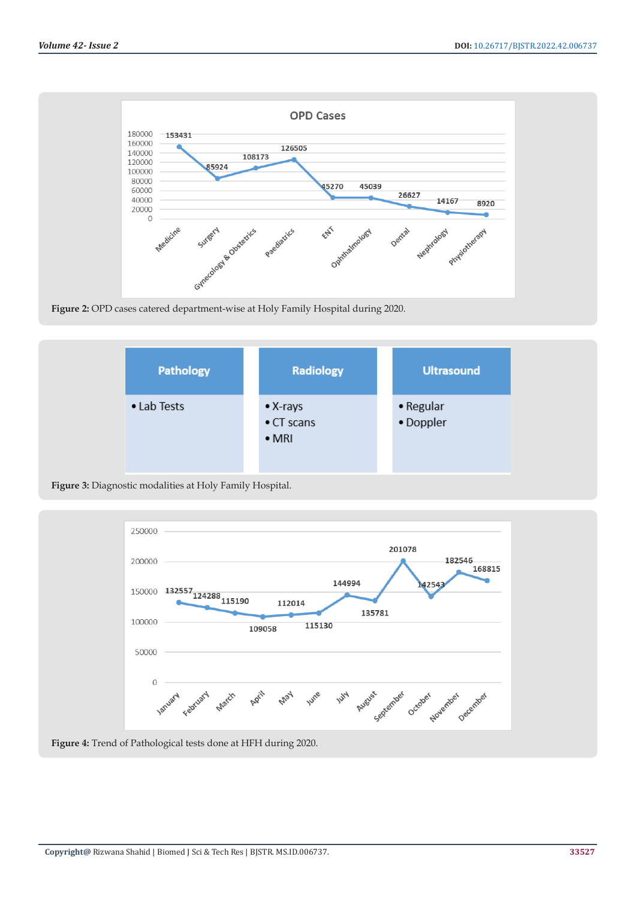OPD Cases

| Department | OPD Cases |
|---|---|
| Medicine | 153431 |
| Surgery | 85924 |
| Gynecology & Obstetrics | 108173 |
| Paediatrics | 126505 |
| ENT | 45270 |
| Ophthalmology | 45039 |
| Dental | 26627 |
| Nephrology | 14167 |
| Physiotherapy | 8920 |

**Figure 2:** OPD cases catered department-wise at Holy Family Hospital during 2020.

| Pathology | Radiology | Ultrasound |
|---|---|---|
| • Lab Tests | • X-rays<br>• CT scans<br>• MRI | • Regular<br>• Doppler |

**Figure 3:** Diagnostic modalities at Holy Family Hospital.

| Month | Tests |
|---|---|
| January | 132557 |
| February | 124288 |
| March | 115190 |
| April | 109058 |
| May | 112014 |
| June | 115130 |
| July | 144994 |
| August | 135781 |
| September | 201078 |
| October | 142543 |
| November | 182546 |
| December | 168815 |

**Figure 4:** Trend of Pathological tests done at HFH during 2020.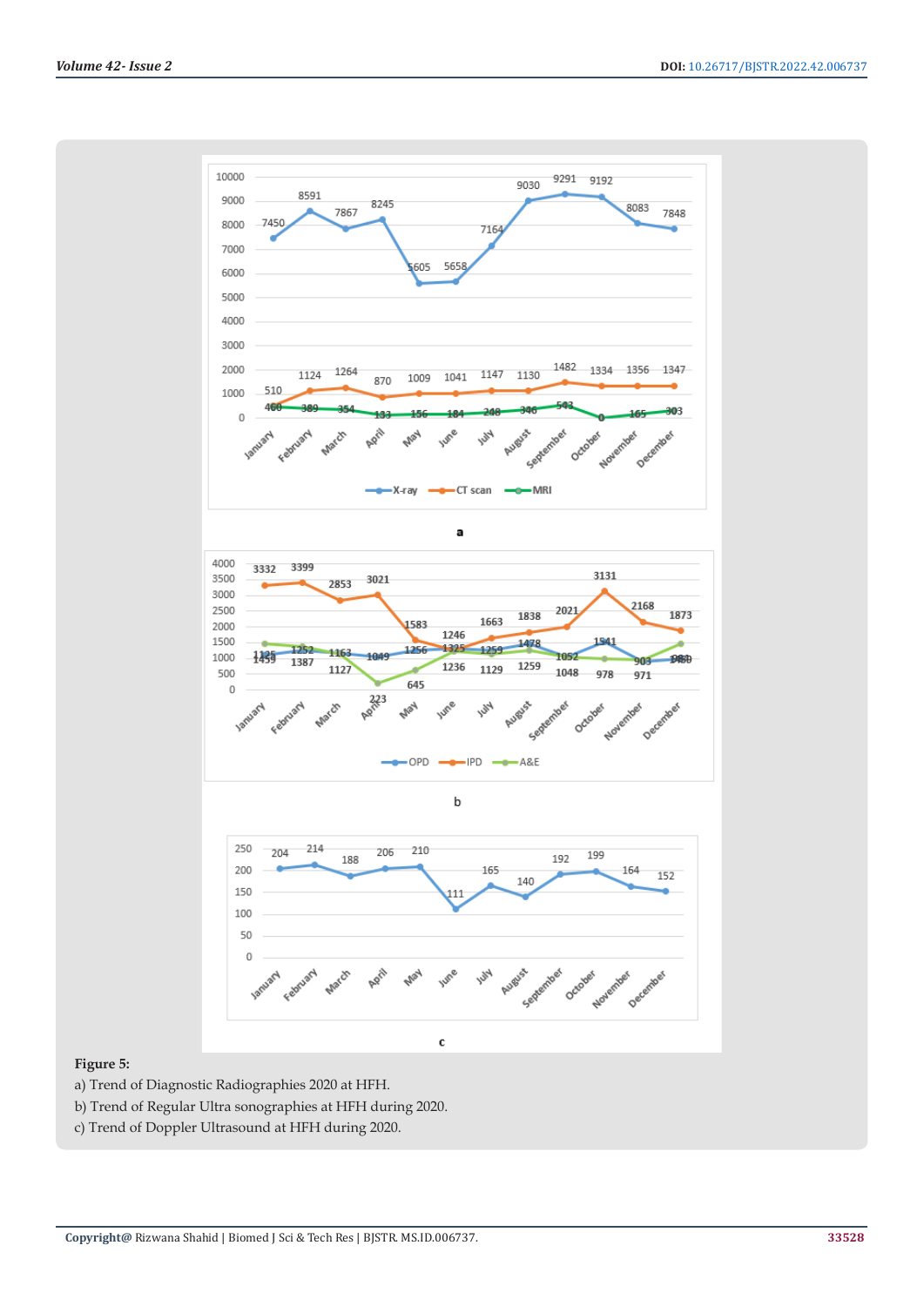**Figure 5:**

a) Trend of Diagnostic Radiographies 2020 at HFH.

b) Trend of Regular Ultra sonographies at HFH during 2020.

c) Trend of Doppler Ultrasound at HFH during 2020.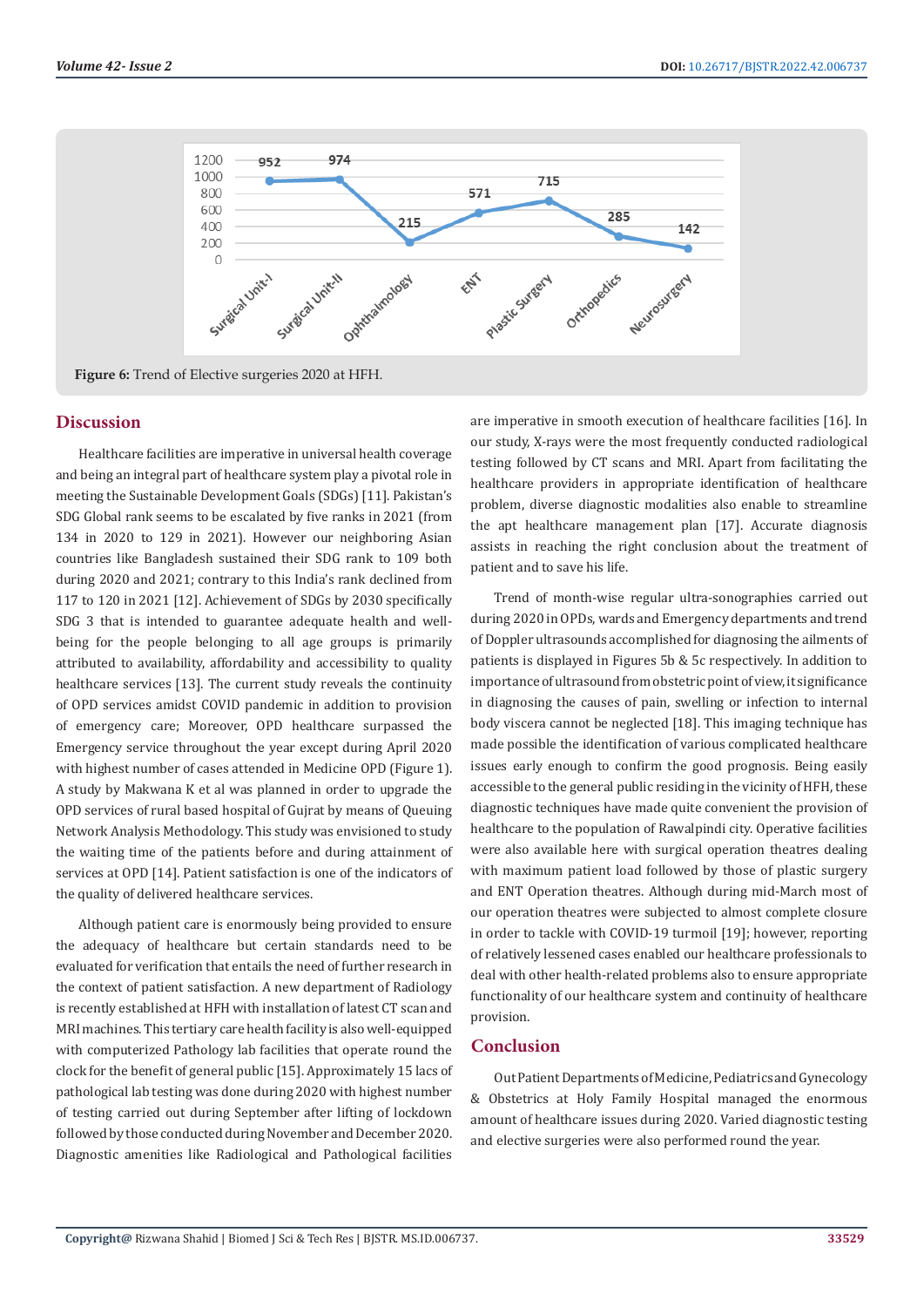Figure 6: Trend of Elective surgeries 2020 at HFH.

## Discussion

Healthcare facilities are imperative in universal health coverage and being an integral part of healthcare system play a pivotal role in meeting the Sustainable Development Goals (SDGs) [11]. Pakistan's SDG Global rank seems to be escalated by five ranks in 2021 (from 134 in 2020 to 129 in 2021). However our neighboring Asian countries like Bangladesh sustained their SDG rank to 109 both during 2020 and 2021; contrary to this India's rank declined from 117 to 120 in 2021 [12]. Achievement of SDGs by 2030 specifically SDG 3 that is intended to guarantee adequate health and well-being for the people belonging to all age groups is primarily attributed to availability, affordability and accessibility to quality healthcare services [13]. The current study reveals the continuity of OPD services amidst COVID pandemic in addition to provision of emergency care; Moreover, OPD healthcare surpassed the Emergency service throughout the year except during April 2020 with highest number of cases attended in Medicine OPD (Figure 1). A study by Makwana K et al was planned in order to upgrade the OPD services of rural based hospital of Gujrat by means of Queuing Network Analysis Methodology. This study was envisioned to study the waiting time of the patients before and during attainment of services at OPD [14]. Patient satisfaction is one of the indicators of the quality of delivered healthcare services.

Although patient care is enormously being provided to ensure the adequacy of healthcare but certain standards need to be evaluated for verification that entails the need of further research in the context of patient satisfaction. A new department of Radiology is recently established at HFH with installation of latest CT scan and MRI machines. This tertiary care health facility is also well-equipped with computerized Pathology lab facilities that operate round the clock for the benefit of general public [15]. Approximately 15 lacs of pathological lab testing was done during 2020 with highest number of testing carried out during September after lifting of lockdown followed by those conducted during November and December 2020. Diagnostic amenities like Radiological and Pathological facilities are imperative in smooth execution of healthcare facilities [16]. In our study, X-rays were the most frequently conducted radiological testing followed by CT scans and MRI. Apart from facilitating the healthcare providers in appropriate identification of healthcare problem, diverse diagnostic modalities also enable to streamline the apt healthcare management plan [17]. Accurate diagnosis assists in reaching the right conclusion about the treatment of patient and to save his life.

Trend of month-wise regular ultra-sonographies carried out during 2020 in OPDs, wards and Emergency departments and trend of Doppler ultrasounds accomplished for diagnosing the ailments of patients is displayed in Figures 5b & 5c respectively. In addition to importance of ultrasound from obstetric point of view, it significance in diagnosing the causes of pain, swelling or infection to internal body viscera cannot be neglected [18]. This imaging technique has made possible the identification of various complicated healthcare issues early enough to confirm the good prognosis. Being easily accessible to the general public residing in the vicinity of HFH, these diagnostic techniques have made quite convenient the provision of healthcare to the population of Rawalpindi city. Operative facilities were also available here with surgical operation theatres dealing with maximum patient load followed by those of plastic surgery and ENT Operation theatres. Although during mid-March most of our operation theatres were subjected to almost complete closure in order to tackle with COVID-19 turmoil [19]; however, reporting of relatively lessened cases enabled our healthcare professionals to deal with other health-related problems also to ensure appropriate functionality of our healthcare system and continuity of healthcare provision.

## Conclusion

Out Patient Departments of Medicine, Pediatrics and Gynecology & Obstetrics at Holy Family Hospital managed the enormous amount of healthcare issues during 2020. Varied diagnostic testing and elective surgeries were also performed round the year.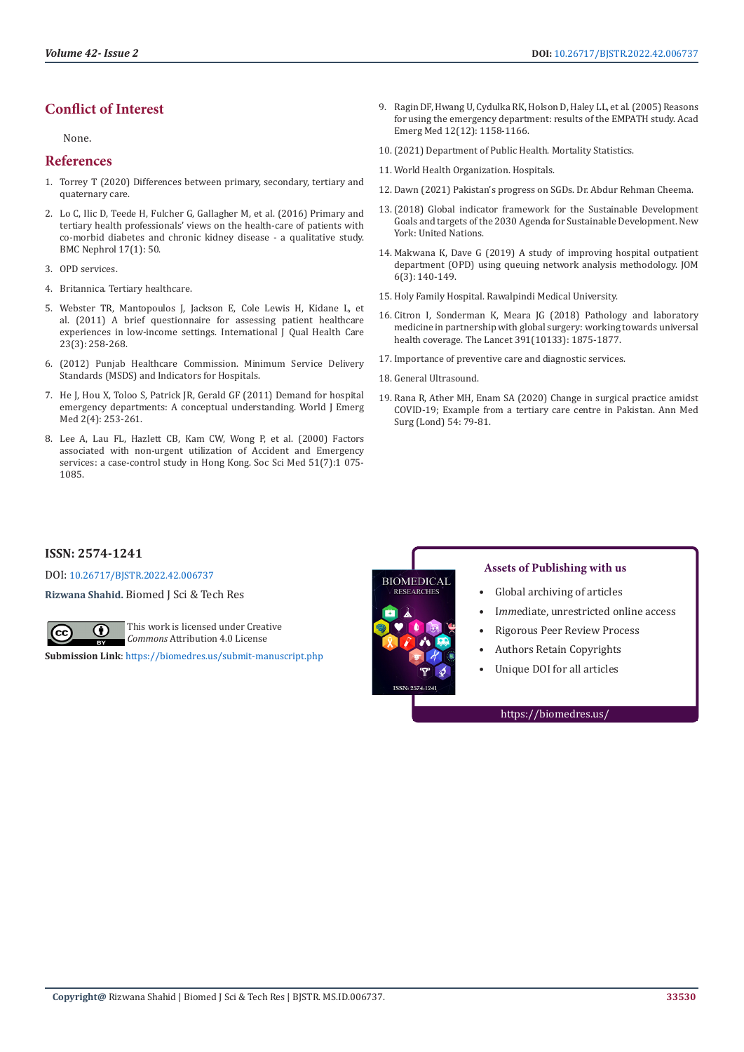## Conflict of Interest

None.

## References

1. Torrey T (2020) Differences between primary, secondary, tertiary and quaternary care.
2. Lo C, Ilic D, Teede H, Fulcher G, Gallagher M, et al. (2016) Primary and tertiary health professionals' views on the health-care of patients with co-morbid diabetes and chronic kidney disease - a qualitative study. BMC Nephrol 17(1): 50.
3. OPD services.
4. Britannica. Tertiary healthcare.
5. Webster TR, Mantopoulos J, Jackson E, Cole Lewis H, Kidane L, et al. (2011) A brief questionnaire for assessing patient healthcare experiences in low-income settings. International J Qual Health Care 23(3): 258-268.
6. (2012) Punjab Healthcare Commission. Minimum Service Delivery Standards (MSDS) and Indicators for Hospitals.
7. He J, Hou X, Toloo S, Patrick JR, Gerald GF (2011) Demand for hospital emergency departments: A conceptual understanding. World J Emerg Med 2(4): 253-261.
8. Lee A, Lau FL, Hazlett CB, Kam CW, Wong P, et al. (2000) Factors associated with non-urgent utilization of Accident and Emergency services: a case-control study in Hong Kong. Soc Sci Med 51(7):1 075-1085.
9. Ragin DF, Hwang U, Cydulka RK, Holson D, Haley LL, et al. (2005) Reasons for using the emergency department: results of the EMPATH study. Acad Emerg Med 12(12): 1158-1166.
10. (2021) Department of Public Health. Mortality Statistics.
11. World Health Organization. Hospitals.
12. Dawn (2021) Pakistan's progress on SGDs. Dr. Abdur Rehman Cheema.
13. (2018) Global indicator framework for the Sustainable Development Goals and targets of the 2030 Agenda for Sustainable Development. New York: United Nations.
14. Makwana K, Dave G (2019) A study of improving hospital outpatient department (OPD) using queuing network analysis methodology. JOM 6(3): 140-149.
15. Holy Family Hospital. Rawalpindi Medical University.
16. Citron I, Sonderman K, Meara JG (2018) Pathology and laboratory medicine in partnership with global surgery: working towards universal health coverage. The Lancet 391(10133): 1875-1877.
17. Importance of preventive care and diagnostic services.
18. General Ultrasound.
19. Rana R, Ather MH, Enam SA (2020) Change in surgical practice amidst COVID-19; Example from a tertiary care centre in Pakistan. Ann Med Surg (Lond) 54: 79-81.

**ISSN: 2574-1241**

DOI: 10.26717/BJSTR.2022.42.006737

**Rizwana Shahid.** Biomed J Sci & Tech Res

This work is licensed under Creative *Commons* Attribution 4.0 License

**Submission Link**: https://biomedres.us/submit-manuscript.php

**Assets of Publishing with us**

- Global archiving of articles
- Immediate, unrestricted online access
- Rigorous Peer Review Process
- Authors Retain Copyrights
- Unique DOI for all articles

https://biomedres.us/